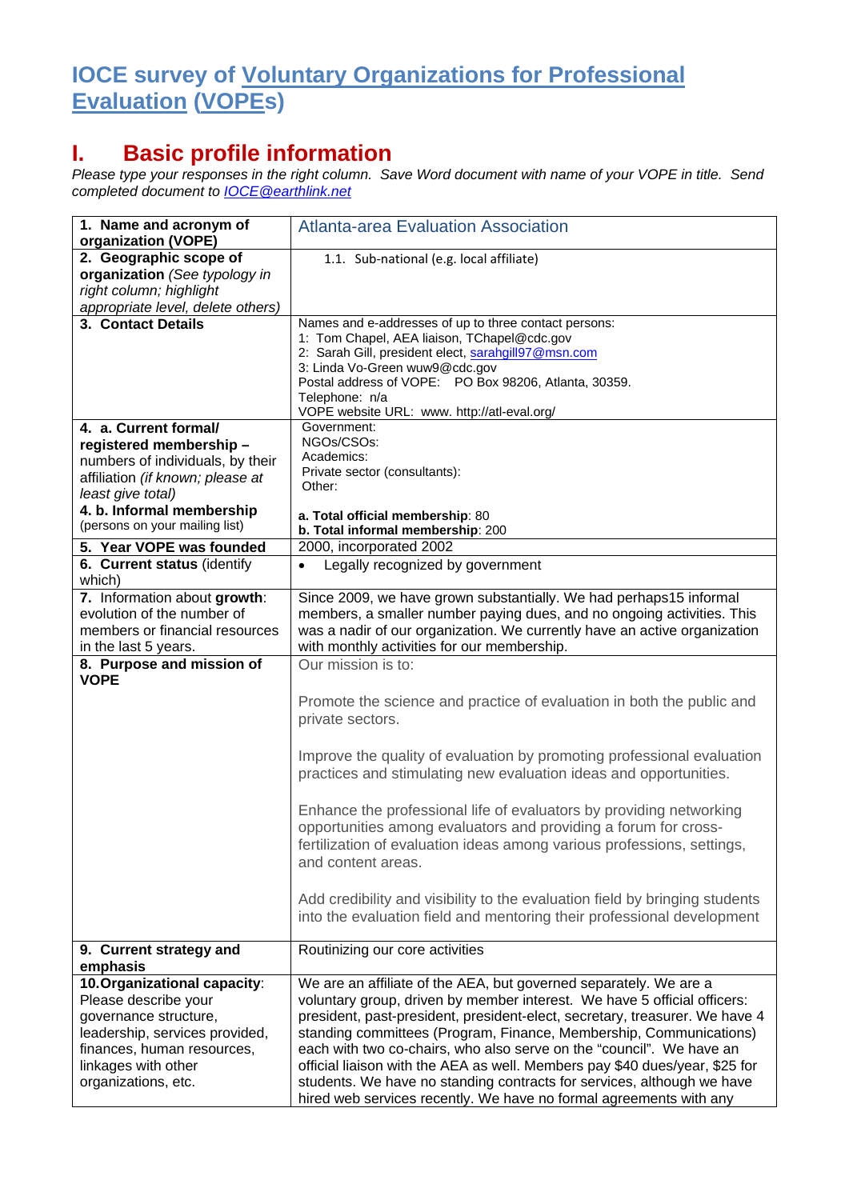# IOCE survey of Voluntary Organizations for Professional Evaluation (VOPEs)

## I. Basic profile information

*Please type your responses in the right column. Save Word document with name of your VOPE in title. Send completed document to IOCE@earthlink.net*

| | |
|---|---|
| **1. Name and acronym of organization (VOPE)** | Atlanta-area Evaluation Association |
| **2. Geographic scope of organization** *(See typology in right column; highlight appropriate level, delete others)* | 1.1. Sub-national (e.g. local affiliate) |
| **3. Contact Details** | Names and e-addresses of up to three contact persons:<br>1: Tom Chapel, AEA liaison, TChapel@cdc.gov<br>2: Sarah Gill, president elect, sarahgill97@msn.com<br>3: Linda Vo-Green wuw9@cdc.gov<br>Postal address of VOPE: PO Box 98206, Atlanta, 30359.<br>Telephone: n/a<br>VOPE website URL: www. http://atl-eval.org/ |
| **4. a. Current formal/ registered membership –** numbers of individuals, by their affiliation *(if known; please at least give total)*<br>**4. b. Informal membership** (persons on your mailing list) | Government:<br>NGOs/CSOs:<br>Academics:<br>Private sector (consultants):<br>Other:<br><br>**a. Total official membership**: 80<br>**b. Total informal membership**: 200 |
| **5. Year VOPE was founded** | 2000, incorporated 2002 |
| **6. Current status** (identify which) | • Legally recognized by government |
| **7.** Information about **growth**: evolution of the number of members or financial resources in the last 5 years. | Since 2009, we have grown substantially. We had perhaps15 informal members, a smaller number paying dues, and no ongoing activities. This was a nadir of our organization. We currently have an active organization with monthly activities for our membership. |
| **8. Purpose and mission of VOPE** | Our mission is to:<br><br>Promote the science and practice of evaluation in both the public and private sectors.<br><br>Improve the quality of evaluation by promoting professional evaluation practices and stimulating new evaluation ideas and opportunities.<br><br>Enhance the professional life of evaluators by providing networking opportunities among evaluators and providing a forum for cross-fertilization of evaluation ideas among various professions, settings, and content areas.<br><br>Add credibility and visibility to the evaluation field by bringing students into the evaluation field and mentoring their professional development |
| **9. Current strategy and emphasis** | Routinizing our core activities |
| **10.Organizational capacity**: Please describe your governance structure, leadership, services provided, finances, human resources, linkages with other organizations, etc. | We are an affiliate of the AEA, but governed separately. We are a voluntary group, driven by member interest. We have 5 official officers: president, past-president, president-elect, secretary, treasurer. We have 4 standing committees (Program, Finance, Membership, Communications) each with two co-chairs, who also serve on the "council". We have an official liaison with the AEA as well. Members pay $40 dues/year, $25 for students. We have no standing contracts for services, although we have hired web services recently. We have no formal agreements with any |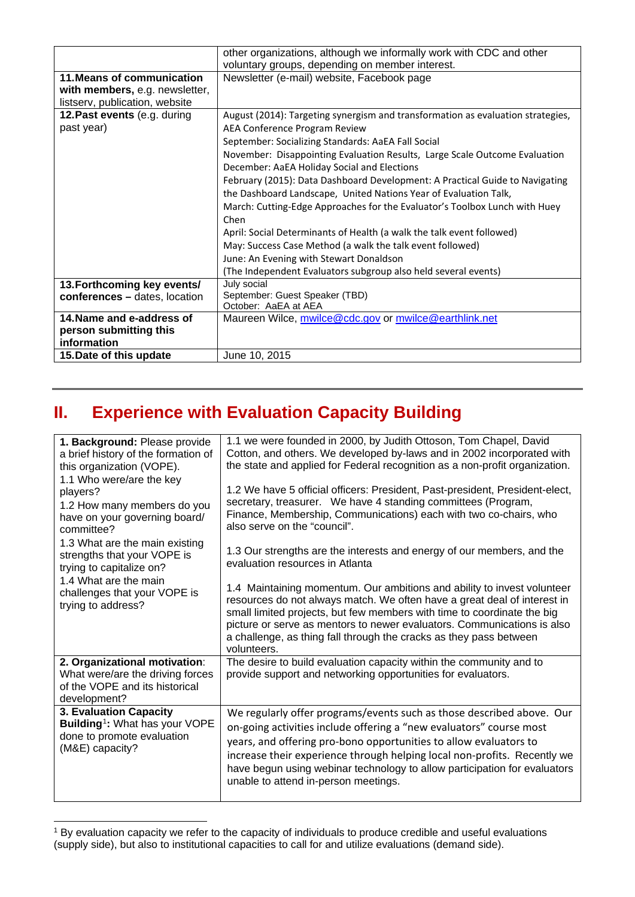|  |  |
|---|---|
|  | other organizations, although we informally work with CDC and other voluntary groups, depending on member interest. |
| **11.Means of communication with members,** e.g. newsletter, listserv, publication, website | Newsletter (e-mail) website, Facebook page |
| **12.Past events** (e.g. during past year) | August (2014): Targeting synergism and transformation as evaluation strategies, AEA Conference Program Review<br>September: Socializing Standards: AaEA Fall Social<br>November: Disappointing Evaluation Results, Large Scale Outcome Evaluation<br>December: AaEA Holiday Social and Elections<br>February (2015): Data Dashboard Development: A Practical Guide to Navigating the Dashboard Landscape, United Nations Year of Evaluation Talk,<br>March: Cutting-Edge Approaches for the Evaluator's Toolbox Lunch with Huey Chen<br>April: Social Determinants of Health (a walk the talk event followed)<br>May: Success Case Method (a walk the talk event followed)<br>June: An Evening with Stewart Donaldson<br>(The Independent Evaluators subgroup also held several events) |
| **13.Forthcoming key events/ conferences –** dates, location | July social<br>September: Guest Speaker (TBD)<br>October: AaEA at AEA |
| **14.Name and e-address of person submitting this information** | Maureen Wilce, mwilce@cdc.gov or mwilce@earthlink.net |
| **15.Date of this update** | June 10, 2015 |

## II. Experience with Evaluation Capacity Building

|  |  |
|---|---|
| **1. Background:** Please provide a brief history of the formation of this organization (VOPE).<br>1.1 Who were/are the key players?<br>1.2 How many members do you have on your governing board/ committee?<br>1.3 What are the main existing strengths that your VOPE is trying to capitalize on?<br>1.4 What are the main challenges that your VOPE is trying to address? | 1.1 we were founded in 2000, by Judith Ottoson, Tom Chapel, David Cotton, and others. We developed by-laws and in 2002 incorporated with the state and applied for Federal recognition as a non-profit organization.<br><br>1.2 We have 5 official officers: President, Past-president, President-elect, secretary, treasurer. We have 4 standing committees (Program, Finance, Membership, Communications) each with two co-chairs, who also serve on the "council".<br><br>1.3 Our strengths are the interests and energy of our members, and the evaluation resources in Atlanta<br><br>1.4 Maintaining momentum. Our ambitions and ability to invest volunteer resources do not always match. We often have a great deal of interest in small limited projects, but few members with time to coordinate the big picture or serve as mentors to newer evaluators. Communications is also a challenge, as thing fall through the cracks as they pass between volunteers. |
| **2. Organizational motivation**: What were/are the driving forces of the VOPE and its historical development? | The desire to build evaluation capacity within the community and to provide support and networking opportunities for evaluators. |
| **3. Evaluation Capacity Building**[1]**:** What has your VOPE done to promote evaluation (M&E) capacity? | We regularly offer programs/events such as those described above. Our on-going activities include offering a "new evaluators" course most years, and offering pro-bono opportunities to allow evaluators to increase their experience through helping local non-profits. Recently we have begun using webinar technology to allow participation for evaluators unable to attend in-person meetings. |

[1] By evaluation capacity we refer to the capacity of individuals to produce credible and useful evaluations (supply side), but also to institutional capacities to call for and utilize evaluations (demand side).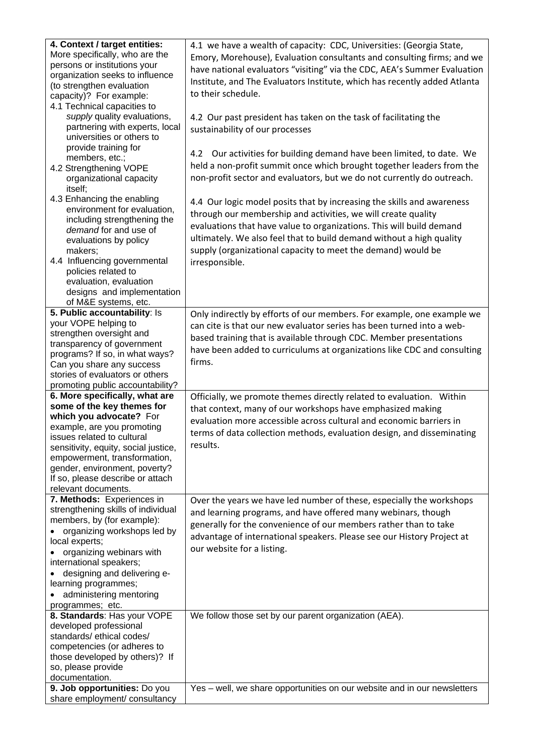| | |
|---|---|
| **4. Context / target entities:** More specifically, who are the persons or institutions your organization seeks to influence (to strengthen evaluation capacity)? For example:<br>4.1 Technical capacities to *supply* quality evaluations, partnering with experts, local universities or others to provide training for members, etc.;<br>4.2 Strengthening VOPE organizational capacity itself;<br>4.3 Enhancing the enabling environment for evaluation, including strengthening the *demand* for and use of evaluations by policy makers;<br>4.4 Influencing governmental policies related to evaluation, evaluation designs and implementation of M&E systems, etc. | 4.1 we have a wealth of capacity: CDC, Universities: (Georgia State, Emory, Morehouse), Evaluation consultants and consulting firms; and we have national evaluators "visiting" via the CDC, AEA's Summer Evaluation Institute, and The Evaluators Institute, which has recently added Atlanta to their schedule.<br><br>4.2 Our past president has taken on the task of facilitating the sustainability of our processes<br><br>4.2 Our activities for building demand have been limited, to date. We held a non-profit summit once which brought together leaders from the non-profit sector and evaluators, but we do not currently do outreach.<br><br>4.4 Our logic model posits that by increasing the skills and awareness through our membership and activities, we will create quality evaluations that have value to organizations. This will build demand ultimately. We also feel that to build demand without a high quality supply (organizational capacity to meet the demand) would be irresponsible. |
| **5. Public accountability**: Is your VOPE helping to strengthen oversight and transparency of government programs? If so, in what ways? Can you share any success stories of evaluators or others promoting public accountability? | Only indirectly by efforts of our members. For example, one example we can cite is that our new evaluator series has been turned into a web-based training that is available through CDC. Member presentations have been added to curriculums at organizations like CDC and consulting firms. |
| **6. More specifically, what are some of the key themes for which you advocate?** For example, are you promoting issues related to cultural sensitivity, equity, social justice, empowerment, transformation, gender, environment, poverty? If so, please describe or attach relevant documents. | Officially, we promote themes directly related to evaluation. Within that context, many of our workshops have emphasized making evaluation more accessible across cultural and economic barriers in terms of data collection methods, evaluation design, and disseminating results. |
| **7. Methods:** Experiences in strengthening skills of individual members, by (for example):<br>• organizing workshops led by local experts;<br>• organizing webinars with international speakers;<br>• designing and delivering e-learning programmes;<br>• administering mentoring programmes; etc. | Over the years we have led number of these, especially the workshops and learning programs, and have offered many webinars, though generally for the convenience of our members rather than to take advantage of international speakers. Please see our History Project at our website for a listing. |
| **8. Standards**: Has your VOPE developed professional standards/ ethical codes/ competencies (or adheres to those developed by others)? If so, please provide documentation. | We follow those set by our parent organization (AEA). |
| **9. Job opportunities:** Do you share employment/ consultancy | Yes – well, we share opportunities on our website and in our newsletters |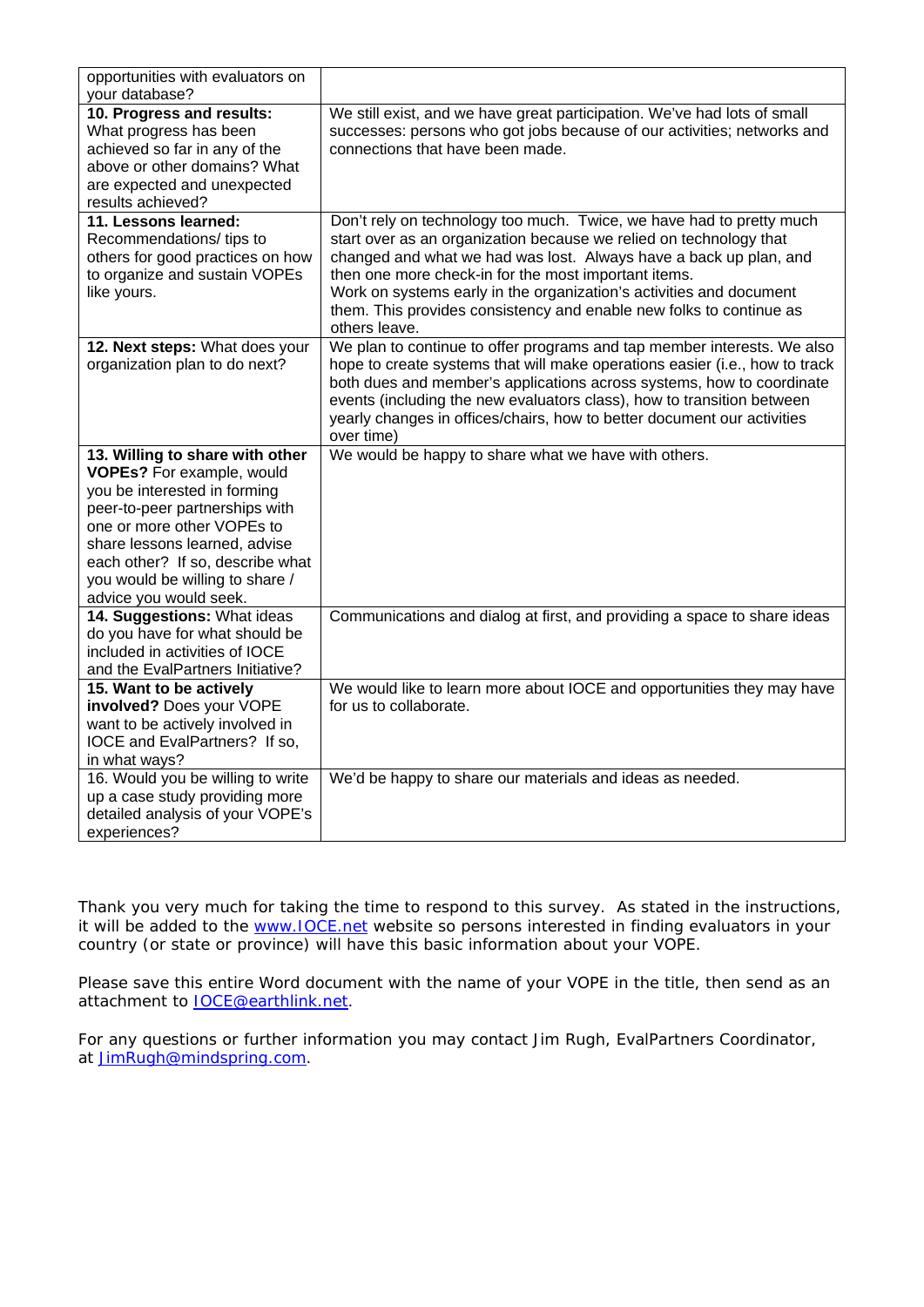| | |
|---|---|
| opportunities with evaluators on your database? | |
| **10. Progress and results:** What progress has been achieved so far in any of the above or other domains? What are expected and unexpected results achieved? | We still exist, and we have great participation. We've had lots of small successes: persons who got jobs because of our activities; networks and connections that have been made. |
| **11. Lessons learned:** Recommendations/ tips to others for good practices on how to organize and sustain VOPEs like yours. | Don't rely on technology too much. Twice, we have had to pretty much start over as an organization because we relied on technology that changed and what we had was lost. Always have a back up plan, and then one more check-in for the most important items.<br>Work on systems early in the organization's activities and document them. This provides consistency and enable new folks to continue as others leave. |
| **12. Next steps:** What does your organization plan to do next? | We plan to continue to offer programs and tap member interests. We also hope to create systems that will make operations easier (i.e., how to track both dues and member's applications across systems, how to coordinate events (including the new evaluators class), how to transition between yearly changes in offices/chairs, how to better document our activities over time) |
| **13. Willing to share with other VOPEs?** For example, would you be interested in forming peer-to-peer partnerships with one or more other VOPEs to share lessons learned, advise each other? If so, describe what you would be willing to share / advice you would seek. | We would be happy to share what we have with others. |
| **14. Suggestions:** What ideas do you have for what should be included in activities of IOCE and the EvalPartners Initiative? | Communications and dialog at first, and providing a space to share ideas |
| **15. Want to be actively involved?** Does your VOPE want to be actively involved in IOCE and EvalPartners? If so, in what ways? | We would like to learn more about IOCE and opportunities they may have for us to collaborate. |
| 16. Would you be willing to write up a case study providing more detailed analysis of your VOPE's experiences? | We'd be happy to share our materials and ideas as needed. |

Thank you very much for taking the time to respond to this survey. As stated in the instructions, it will be added to the [www.IOCE.net](http://www.IOCE.net) website so persons interested in finding evaluators in your country (or state or province) will have this basic information about your VOPE.

Please save this entire Word document with the name of your VOPE in the title, then send as an attachment to [IOCE@earthlink.net](mailto:IOCE@earthlink.net).

For any questions or further information you may contact Jim Rugh, EvalPartners Coordinator, at [JimRugh@mindspring.com](mailto:JimRugh@mindspring.com).